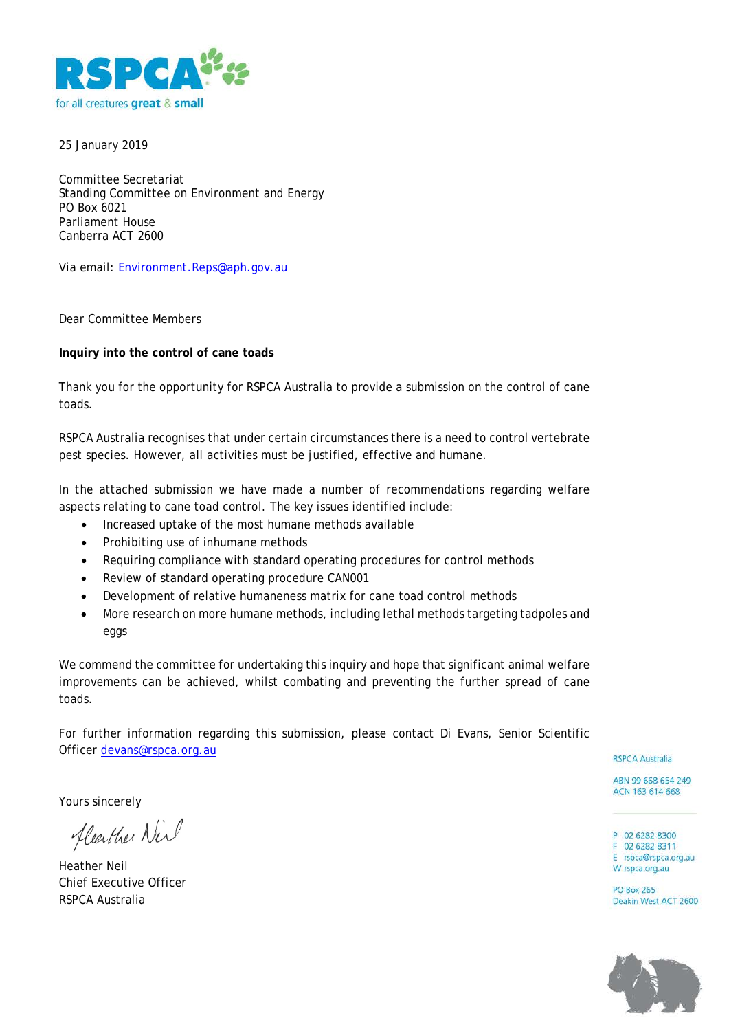RSPCA
for all creatures great & small

25 January 2019

Committee Secretariat
Standing Committee on Environment and Energy
PO Box 6021
Parliament House
Canberra ACT 2600

Via email: Environment.Reps@aph.gov.au

Dear Committee Members

**Inquiry into the control of cane toads**

Thank you for the opportunity for RSPCA Australia to provide a submission on the control of cane toads.

RSPCA Australia recognises that under certain circumstances there is a need to control vertebrate pest species. However, all activities must be justified, effective and humane.

In the attached submission we have made a number of recommendations regarding welfare aspects relating to cane toad control. The key issues identified include:

- Increased uptake of the most humane methods available
- Prohibiting use of inhumane methods
- Requiring compliance with standard operating procedures for control methods
- Review of standard operating procedure CAN001
- Development of relative humaneness matrix for cane toad control methods
- More research on more humane methods, including lethal methods targeting tadpoles and eggs

We commend the committee for undertaking this inquiry and hope that significant animal welfare improvements can be achieved, whilst combating and preventing the further spread of cane toads.

For further information regarding this submission, please contact Di Evans, Senior Scientific Officer devans@rspca.org.au

Yours sincerely

Heather Neil
Chief Executive Officer
RSPCA Australia

RSPCA Australia

ABN 99 668 654 249
ACN 163 614 668

P 02 6282 8300
F 02 6282 8311
E rspca@rspca.org.au
W rspca.org.au

PO Box 265
Deakin West ACT 2600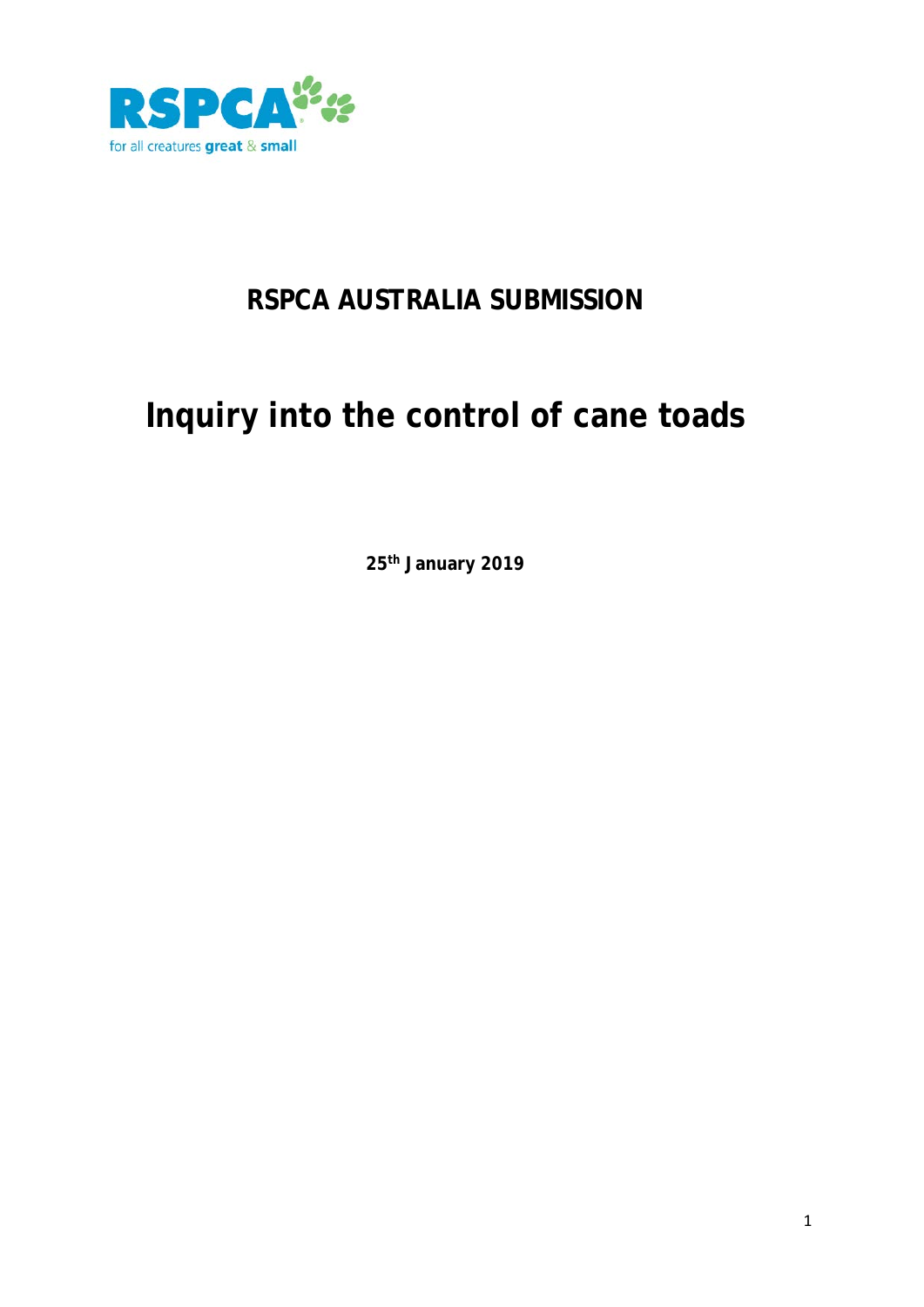**RSPCA AUSTRALIA SUBMISSION**

# Inquiry into the control of cane toads

**25th January 2019**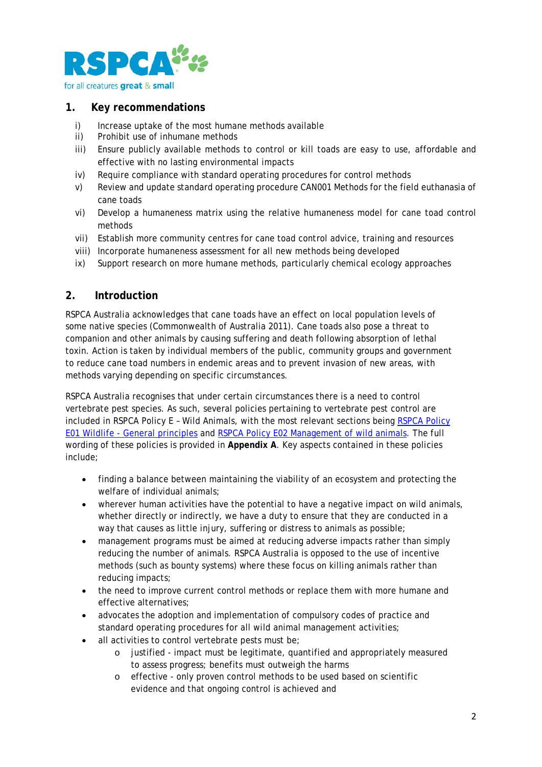## 1. Key recommendations

i) Increase uptake of the most humane methods available
ii) Prohibit use of inhumane methods
iii) Ensure publicly available methods to control or kill toads are easy to use, affordable and effective with no lasting environmental impacts
iv) Require compliance with standard operating procedures for control methods
v) Review and update standard operating procedure CAN001 Methods for the field euthanasia of cane toads
vi) Develop a humaneness matrix using the relative humaneness model for cane toad control methods
vii) Establish more community centres for cane toad control advice, training and resources
viii) Incorporate humaneness assessment for all new methods being developed
ix) Support research on more humane methods, particularly chemical ecology approaches

## 2. Introduction

RSPCA Australia acknowledges that cane toads have an effect on local population levels of some native species (Commonwealth of Australia 2011). Cane toads also pose a threat to companion and other animals by causing suffering and death following absorption of lethal toxin. Action is taken by individual members of the public, community groups and government to reduce cane toad numbers in endemic areas and to prevent invasion of new areas, with methods varying depending on specific circumstances.

RSPCA Australia recognises that under certain circumstances there is a need to control vertebrate pest species. As such, several policies pertaining to vertebrate pest control are included in RSPCA Policy E – Wild Animals, with the most relevant sections being RSPCA Policy E01 Wildlife - General principles and RSPCA Policy E02 Management of wild animals. The full wording of these policies is provided in **Appendix A**. Key aspects contained in these policies include;

- finding a balance between maintaining the viability of an ecosystem and protecting the welfare of individual animals;
- wherever human activities have the potential to have a negative impact on wild animals, whether directly or indirectly, we have a duty to ensure that they are conducted in a way that causes as little injury, suffering or distress to animals as possible;
- management programs must be aimed at reducing adverse impacts rather than simply reducing the number of animals. RSPCA Australia is opposed to the use of incentive methods (such as bounty systems) where these focus on killing animals rather than reducing impacts;
- the need to improve current control methods or replace them with more humane and effective alternatives;
- advocates the adoption and implementation of compulsory codes of practice and standard operating procedures for all wild animal management activities;
- all activities to control vertebrate pests must be;
  - justified - impact must be legitimate, quantified and appropriately measured to assess progress; benefits must outweigh the harms
  - effective - only proven control methods to be used based on scientific evidence and that ongoing control is achieved and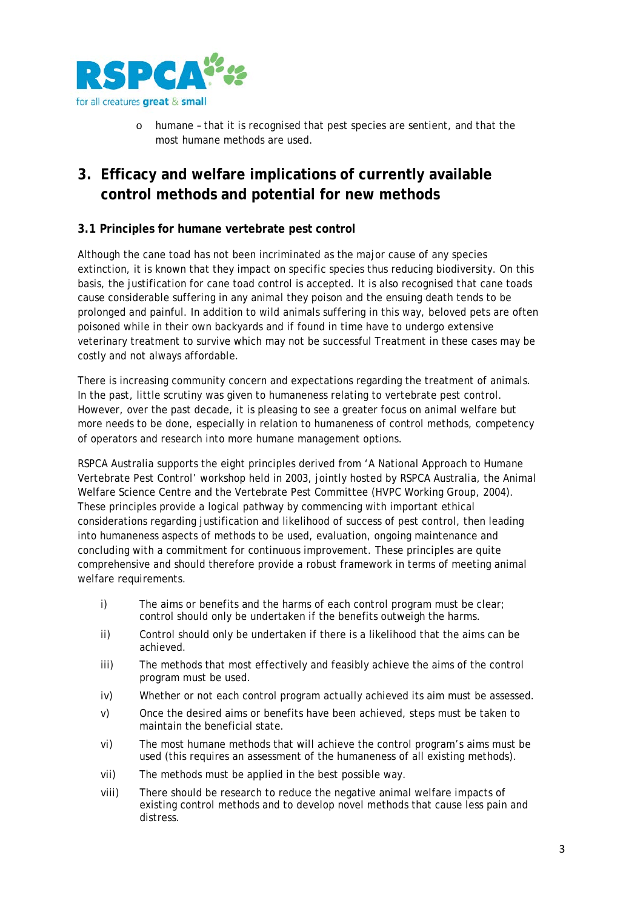- humane – that it is recognised that pest species are sentient, and that the most humane methods are used.

## 3. Efficacy and welfare implications of currently available control methods and potential for new methods

### 3.1 Principles for humane vertebrate pest control

Although the cane toad has not been incriminated as the major cause of any species extinction, it is known that they impact on specific species thus reducing biodiversity. On this basis, the justification for cane toad control is accepted. It is also recognised that cane toads cause considerable suffering in any animal they poison and the ensuing death tends to be prolonged and painful. In addition to wild animals suffering in this way, beloved pets are often poisoned while in their own backyards and if found in time have to undergo extensive veterinary treatment to survive which may not be successful Treatment in these cases may be costly and not always affordable.

There is increasing community concern and expectations regarding the treatment of animals. In the past, little scrutiny was given to humaneness relating to vertebrate pest control. However, over the past decade, it is pleasing to see a greater focus on animal welfare but more needs to be done, especially in relation to humaneness of control methods, competency of operators and research into more humane management options.

RSPCA Australia supports the eight principles derived from 'A National Approach to Humane Vertebrate Pest Control' workshop held in 2003, jointly hosted by RSPCA Australia, the Animal Welfare Science Centre and the Vertebrate Pest Committee (HVPC Working Group, 2004). These principles provide a logical pathway by commencing with important ethical considerations regarding justification and likelihood of success of pest control, then leading into humaneness aspects of methods to be used, evaluation, ongoing maintenance and concluding with a commitment for continuous improvement. These principles are quite comprehensive and should therefore provide a robust framework in terms of meeting animal welfare requirements.

i) The aims or benefits and the harms of each control program must be clear; control should only be undertaken if the benefits outweigh the harms.

ii) Control should only be undertaken if there is a likelihood that the aims can be achieved.

iii) The methods that most effectively and feasibly achieve the aims of the control program must be used.

iv) Whether or not each control program actually achieved its aim must be assessed.

v) Once the desired aims or benefits have been achieved, steps must be taken to maintain the beneficial state.

vi) The most humane methods that will achieve the control program's aims must be used (this requires an assessment of the humaneness of all existing methods).

vii) The methods must be applied in the best possible way.

viii) There should be research to reduce the negative animal welfare impacts of existing control methods and to develop novel methods that cause less pain and distress.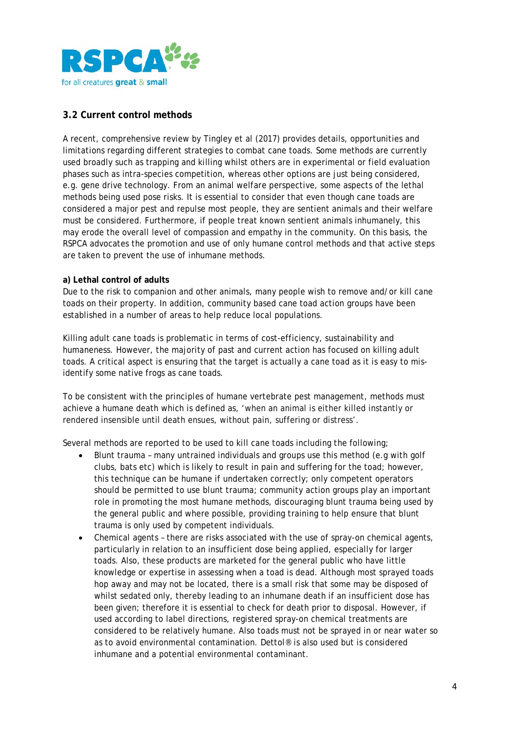### 3.2 Current control methods

A recent, comprehensive review by Tingley et al (2017) provides details, opportunities and limitations regarding different strategies to combat cane toads. Some methods are currently used broadly such as trapping and killing whilst others are in experimental or field evaluation phases such as intra-species competition, whereas other options are just being considered, e.g. gene drive technology. From an animal welfare perspective, some aspects of the lethal methods being used pose risks. It is essential to consider that even though cane toads are considered a major pest and repulse most people, they are sentient animals and their welfare must be considered. Furthermore, if people treat known sentient animals inhumanely, this may erode the overall level of compassion and empathy in the community. On this basis, the RSPCA advocates the promotion and use of only humane control methods and that active steps are taken to prevent the use of inhumane methods.

**a) Lethal control of adults**

Due to the risk to companion and other animals, many people wish to remove and/or kill cane toads on their property. In addition, community based cane toad action groups have been established in a number of areas to help reduce local populations.

Killing adult cane toads is problematic in terms of cost-efficiency, sustainability and humaneness. However, the majority of past and current action has focused on killing adult toads. A critical aspect is ensuring that the target is actually a cane toad as it is easy to mis-identify some native frogs as cane toads.

To be consistent with the principles of humane vertebrate pest management, methods must achieve a humane death which is defined as, 'when an animal is either killed instantly or rendered insensible until death ensues, without pain, suffering or distress'.

Several methods are reported to be used to kill cane toads including the following;

- Blunt trauma – many untrained individuals and groups use this method (e.g with golf clubs, bats etc) which is likely to result in pain and suffering for the toad; however, this technique can be humane if undertaken correctly; only competent operators should be permitted to use blunt trauma; community action groups play an important role in promoting the most humane methods, discouraging blunt trauma being used by the general public and where possible, providing training to help ensure that blunt trauma is only used by competent individuals.
- Chemical agents – there are risks associated with the use of spray-on chemical agents, particularly in relation to an insufficient dose being applied, especially for larger toads. Also, these products are marketed for the general public who have little knowledge or expertise in assessing when a toad is dead. Although most sprayed toads hop away and may not be located, there is a small risk that some may be disposed of whilst sedated only, thereby leading to an inhumane death if an insufficient dose has been given; therefore it is essential to check for death prior to disposal. However, if used according to label directions, registered spray-on chemical treatments are considered to be relatively humane. Also toads must not be sprayed in or near water so as to avoid environmental contamination. Dettol® is also used but is considered inhumane and a potential environmental contaminant.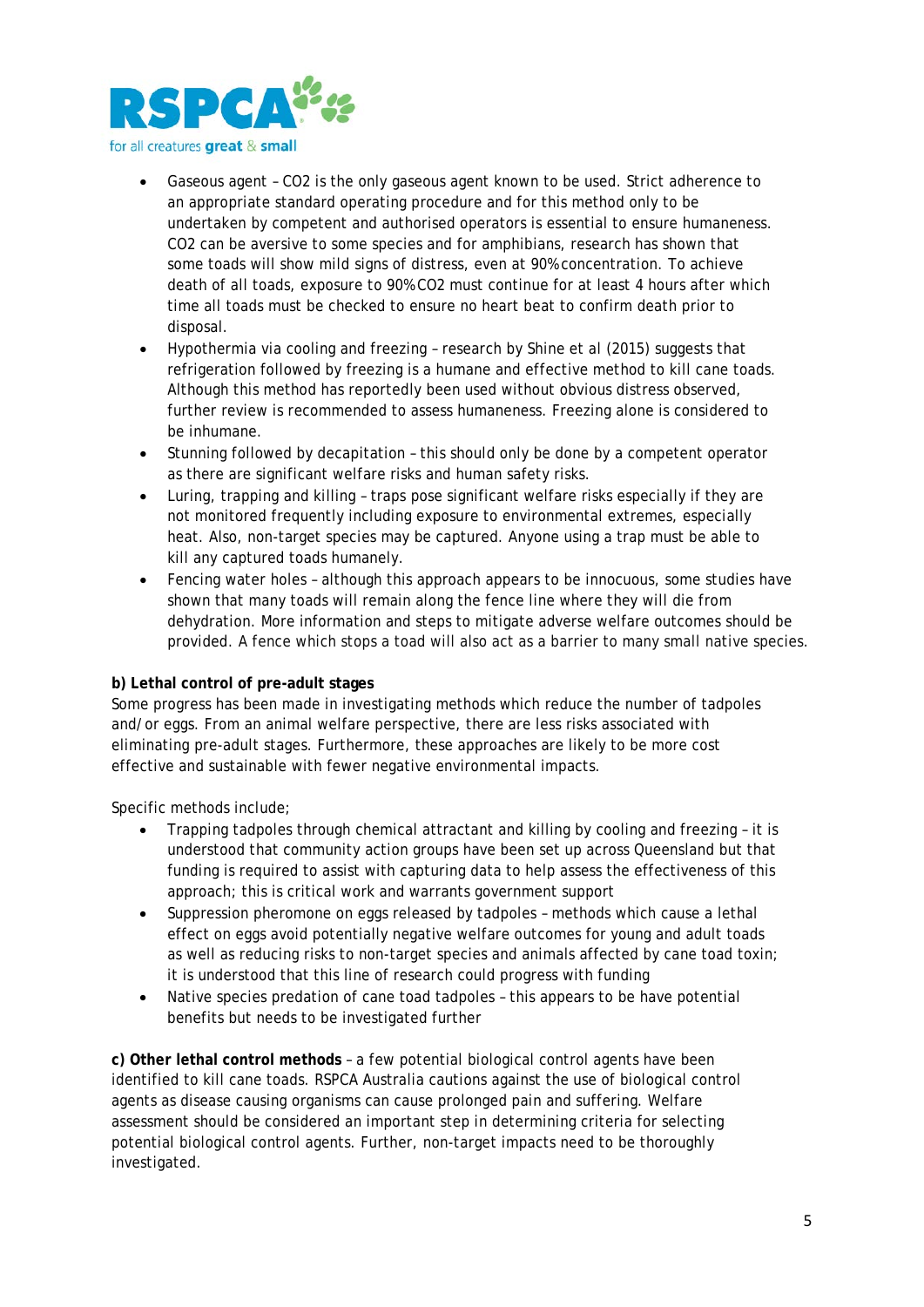- Gaseous agent – $CO_2$ is the only gaseous agent known to be used. Strict adherence to an appropriate standard operating procedure and for this method only to be undertaken by competent and authorised operators is essential to ensure humaneness. $CO_2$ can be aversive to some species and for amphibians, research has shown that some toads will show mild signs of distress, even at 90% concentration. To achieve death of all toads, exposure to 90% $CO_2$ must continue for at least 4 hours after which time all toads must be checked to ensure no heart beat to confirm death prior to disposal.
- Hypothermia via cooling and freezing – research by Shine et al (2015) suggests that refrigeration followed by freezing is a humane and effective method to kill cane toads. Although this method has reportedly been used without obvious distress observed, further review is recommended to assess humaneness. Freezing alone is considered to be inhumane.
- Stunning followed by decapitation – this should only be done by a competent operator as there are significant welfare risks and human safety risks.
- Luring, trapping and killing – traps pose significant welfare risks especially if they are not monitored frequently including exposure to environmental extremes, especially heat. Also, non-target species may be captured. Anyone using a trap must be able to kill any captured toads humanely.
- Fencing water holes – although this approach appears to be innocuous, some studies have shown that many toads will remain along the fence line where they will die from dehydration. More information and steps to mitigate adverse welfare outcomes should be provided. A fence which stops a toad will also act as a barrier to many small native species.

**b) Lethal control of pre-adult stages**

Some progress has been made in investigating methods which reduce the number of tadpoles and/or eggs. From an animal welfare perspective, there are less risks associated with eliminating pre-adult stages. Furthermore, these approaches are likely to be more cost effective and sustainable with fewer negative environmental impacts.

Specific methods include;

- Trapping tadpoles through chemical attractant and killing by cooling and freezing – it is understood that community action groups have been set up across Queensland but that funding is required to assist with capturing data to help assess the effectiveness of this approach; this is critical work and warrants government support
- Suppression pheromone on eggs released by tadpoles – methods which cause a lethal effect on eggs avoid potentially negative welfare outcomes for young and adult toads as well as reducing risks to non-target species and animals affected by cane toad toxin; it is understood that this line of research could progress with funding
- Native species predation of cane toad tadpoles – this appears to be have potential benefits but needs to be investigated further

**c) Other lethal control methods** – a few potential biological control agents have been identified to kill cane toads. RSPCA Australia cautions against the use of biological control agents as disease causing organisms can cause prolonged pain and suffering. Welfare assessment should be considered an important step in determining criteria for selecting potential biological control agents. Further, non-target impacts need to be thoroughly investigated.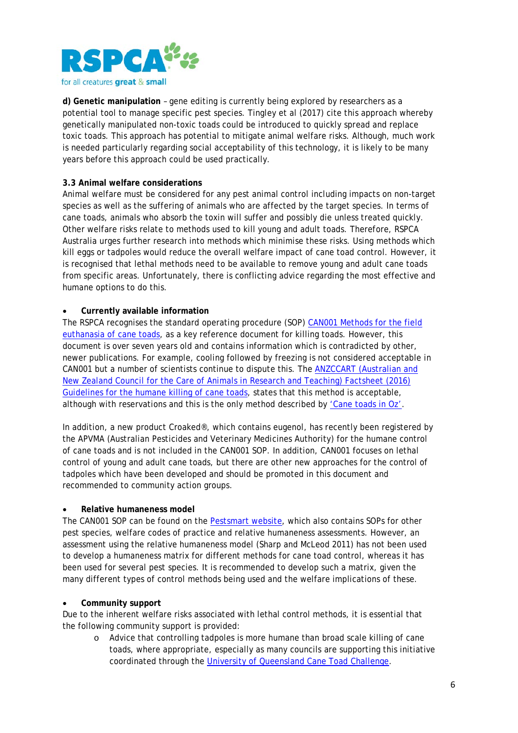**d) Genetic manipulation** – gene editing is currently being explored by researchers as a potential tool to manage specific pest species. Tingley et al (2017) cite this approach whereby genetically manipulated non-toxic toads could be introduced to quickly spread and replace toxic toads. This approach has potential to mitigate animal welfare risks. Although, much work is needed particularly regarding social acceptability of this technology, it is likely to be many years before this approach could be used practically.

**3.3 Animal welfare considerations**

Animal welfare must be considered for any pest animal control including impacts on non-target species as well as the suffering of animals who are affected by the target species. In terms of cane toads, animals who absorb the toxin will suffer and possibly die unless treated quickly. Other welfare risks relate to methods used to kill young and adult toads. Therefore, RSPCA Australia urges further research into methods which minimise these risks. Using methods which kill eggs or tadpoles would reduce the overall welfare impact of cane toad control. However, it is recognised that lethal methods need to be available to remove young and adult cane toads from specific areas. Unfortunately, there is conflicting advice regarding the most effective and humane options to do this.

- **Currently available information**

The RSPCA recognises the standard operating procedure (SOP) CAN001 Methods for the field euthanasia of cane toads, as a key reference document for killing toads. However, this document is over seven years old and contains information which is contradicted by other, newer publications. For example, cooling followed by freezing is not considered acceptable in CAN001 but a number of scientists continue to dispute this. The ANZCCART (Australian and New Zealand Council for the Care of Animals in Research and Teaching) Factsheet (2016) Guidelines for the humane killing of cane toads, states that this method is acceptable, although with reservations and this is the only method described by 'Cane toads in Oz'.

In addition, a new product Croaked®, which contains eugenol, has recently been registered by the APVMA (Australian Pesticides and Veterinary Medicines Authority) for the humane control of cane toads and is not included in the CAN001 SOP. In addition, CAN001 focuses on lethal control of young and adult cane toads, but there are other new approaches for the control of tadpoles which have been developed and should be promoted in this document and recommended to community action groups.

- **Relative humaneness model**

The CAN001 SOP can be found on the Pestsmart website, which also contains SOPs for other pest species, welfare codes of practice and relative humaneness assessments. However, an assessment using the relative humaneness model (Sharp and McLeod 2011) has not been used to develop a humaneness matrix for different methods for cane toad control, whereas it has been used for several pest species. It is recommended to develop such a matrix, given the many different types of control methods being used and the welfare implications of these.

- **Community support**

Due to the inherent welfare risks associated with lethal control methods, it is essential that the following community support is provided:

  - Advice that controlling tadpoles is more humane than broad scale killing of cane toads, where appropriate, especially as many councils are supporting this initiative coordinated through the University of Queensland Cane Toad Challenge.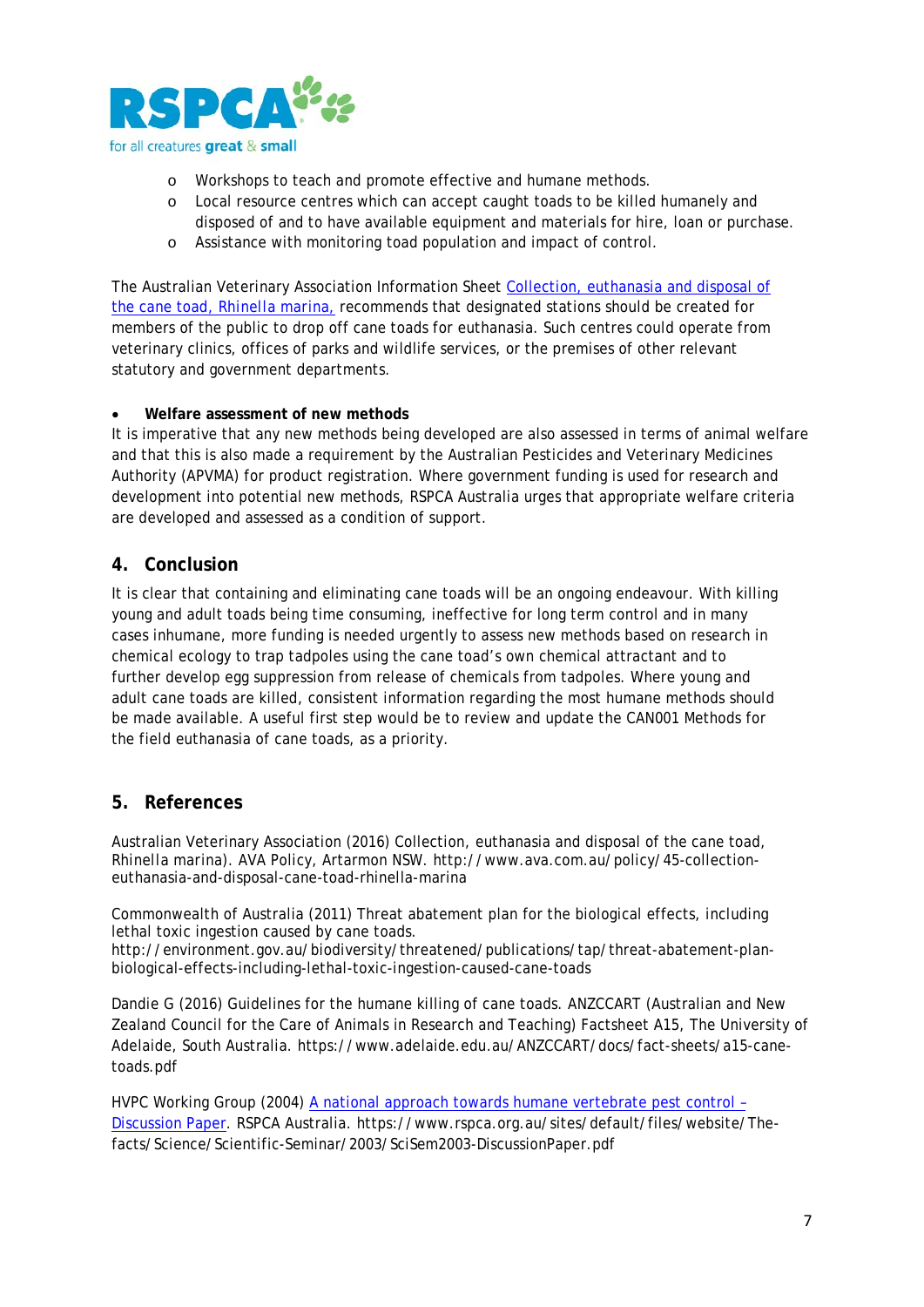- Workshops to teach and promote effective and humane methods.
- Local resource centres which can accept caught toads to be killed humanely and disposed of and to have available equipment and materials for hire, loan or purchase.
- Assistance with monitoring toad population and impact of control.

The Australian Veterinary Association Information Sheet [Collection, euthanasia and disposal of the cane toad, Rhinella marina,](http://www.ava.com.au/policy/45-collection-euthanasia-and-disposal-cane-toad-rhinella-marina) recommends that designated stations should be created for members of the public to drop off cane toads for euthanasia. Such centres could operate from veterinary clinics, offices of parks and wildlife services, or the premises of other relevant statutory and government departments.

- **Welfare assessment of new methods**

It is imperative that any new methods being developed are also assessed in terms of animal welfare and that this is also made a requirement by the Australian Pesticides and Veterinary Medicines Authority (APVMA) for product registration. Where government funding is used for research and development into potential new methods, RSPCA Australia urges that appropriate welfare criteria are developed and assessed as a condition of support.

## 4. Conclusion

It is clear that containing and eliminating cane toads will be an ongoing endeavour. With killing young and adult toads being time consuming, ineffective for long term control and in many cases inhumane, more funding is needed urgently to assess new methods based on research in chemical ecology to trap tadpoles using the cane toad's own chemical attractant and to further develop egg suppression from release of chemicals from tadpoles. Where young and adult cane toads are killed, consistent information regarding the most humane methods should be made available. A useful first step would be to review and update the CAN001 Methods for the field euthanasia of cane toads, as a priority.

## 5. References

Australian Veterinary Association (2016) Collection, euthanasia and disposal of the cane toad, Rhinella marina). AVA Policy, Artarmon NSW. http://www.ava.com.au/policy/45-collection-euthanasia-and-disposal-cane-toad-rhinella-marina

Commonwealth of Australia (2011) Threat abatement plan for the biological effects, including lethal toxic ingestion caused by cane toads.
http://environment.gov.au/biodiversity/threatened/publications/tap/threat-abatement-plan-biological-effects-including-lethal-toxic-ingestion-caused-cane-toads

Dandie G (2016) Guidelines for the humane killing of cane toads. ANZCCART (Australian and New Zealand Council for the Care of Animals in Research and Teaching) Factsheet A15, The University of Adelaide, South Australia. https://www.adelaide.edu.au/ANZCCART/docs/fact-sheets/a15-cane-toads.pdf

HVPC Working Group (2004) [A national approach towards humane vertebrate pest control – Discussion Paper](https://www.rspca.org.au/sites/default/files/website/The-facts/Science/Scientific-Seminar/2003/SciSem2003-DiscussionPaper.pdf). RSPCA Australia. https://www.rspca.org.au/sites/default/files/website/The-facts/Science/Scientific-Seminar/2003/SciSem2003-DiscussionPaper.pdf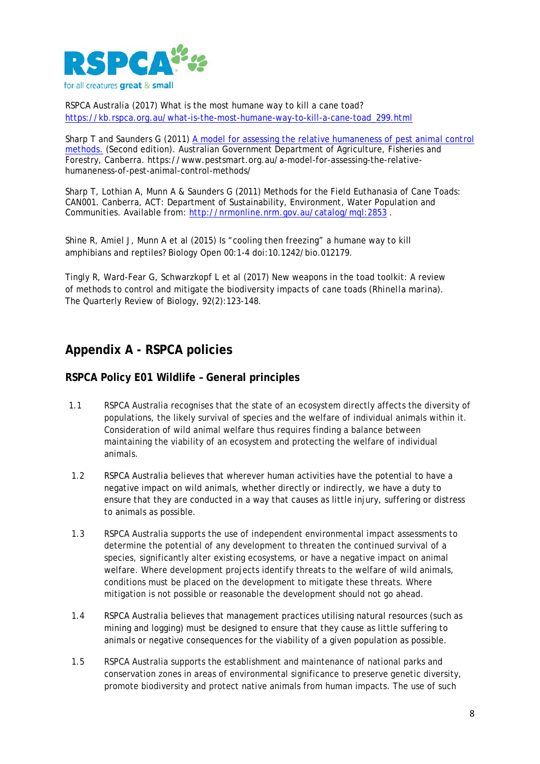RSPCA Australia (2017) What is the most humane way to kill a cane toad? https://kb.rspca.org.au/what-is-the-most-humane-way-to-kill-a-cane-toad_299.html

Sharp T and Saunders G (2011) A model for assessing the relative humaneness of pest animal control methods. (Second edition). Australian Government Department of Agriculture, Fisheries and Forestry, Canberra. https://www.pestsmart.org.au/a-model-for-assessing-the-relative-humaneness-of-pest-animal-control-methods/

Sharp T, Lothian A, Munn A & Saunders G (2011) Methods for the Field Euthanasia of Cane Toads: CAN001. Canberra, ACT: Department of Sustainability, Environment, Water Population and Communities. Available from: http://nrmonline.nrm.gov.au/catalog/mql:2853 .

Shine R, Amiel J, Munn A et al (2015) Is "cooling then freezing" a humane way to kill amphibians and reptiles? Biology Open 00:1-4 doi:10.1242/bio.012179.

Tingly R, Ward-Fear G, Schwarzkopf L et al (2017) New weapons in the toad toolkit: A review of methods to control and mitigate the biodiversity impacts of cane toads (Rhinella marina). The Quarterly Review of Biology, 92(2):123-148.

## Appendix A - RSPCA policies

### RSPCA Policy E01 Wildlife – General principles

1.1 RSPCA Australia recognises that the state of an ecosystem directly affects the diversity of populations, the likely survival of species and the welfare of individual animals within it. Consideration of wild animal welfare thus requires finding a balance between maintaining the viability of an ecosystem and protecting the welfare of individual animals.

1.2 RSPCA Australia believes that wherever human activities have the potential to have a negative impact on wild animals, whether directly or indirectly, we have a duty to ensure that they are conducted in a way that causes as little injury, suffering or distress to animals as possible.

1.3 RSPCA Australia supports the use of independent environmental impact assessments to determine the potential of any development to threaten the continued survival of a species, significantly alter existing ecosystems, or have a negative impact on animal welfare. Where development projects identify threats to the welfare of wild animals, conditions must be placed on the development to mitigate these threats. Where mitigation is not possible or reasonable the development should not go ahead.

1.4 RSPCA Australia believes that management practices utilising natural resources (such as mining and logging) must be designed to ensure that they cause as little suffering to animals or negative consequences for the viability of a given population as possible.

1.5 RSPCA Australia supports the establishment and maintenance of national parks and conservation zones in areas of environmental significance to preserve genetic diversity, promote biodiversity and protect native animals from human impacts. The use of such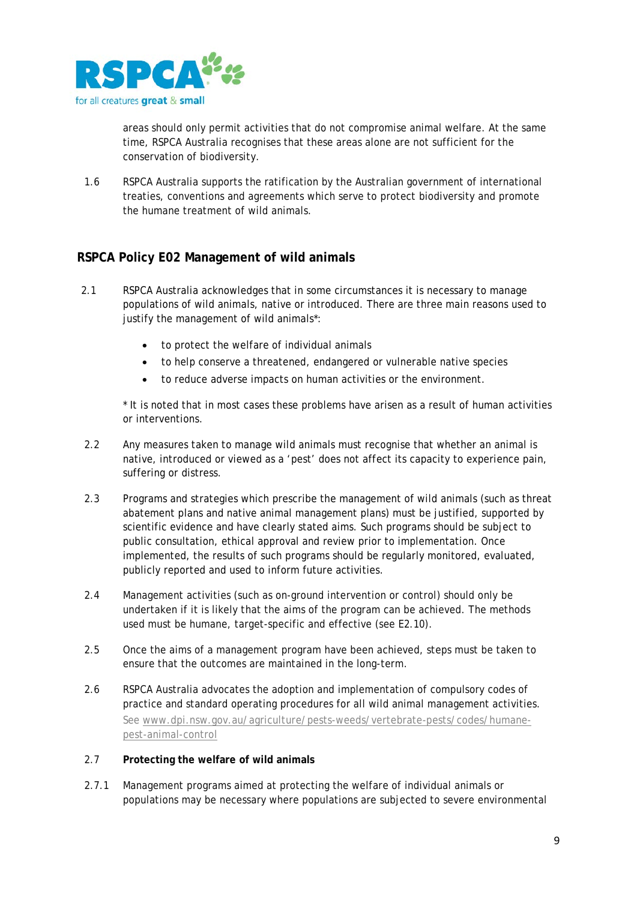areas should only permit activities that do not compromise animal welfare. At the same time, RSPCA Australia recognises that these areas alone are not sufficient for the conservation of biodiversity.

1.6 RSPCA Australia supports the ratification by the Australian government of international treaties, conventions and agreements which serve to protect biodiversity and promote the humane treatment of wild animals.

## RSPCA Policy E02 Management of wild animals

2.1 RSPCA Australia acknowledges that in some circumstances it is necessary to manage populations of wild animals, native or introduced. There are three main reasons used to justify the management of wild animals*:

- to protect the welfare of individual animals
- to help conserve a threatened, endangered or vulnerable native species
- to reduce adverse impacts on human activities or the environment.

\* It is noted that in most cases these problems have arisen as a result of human activities or interventions.

2.2 Any measures taken to manage wild animals must recognise that whether an animal is native, introduced or viewed as a 'pest' does not affect its capacity to experience pain, suffering or distress.

2.3 Programs and strategies which prescribe the management of wild animals (such as threat abatement plans and native animal management plans) must be justified, supported by scientific evidence and have clearly stated aims. Such programs should be subject to public consultation, ethical approval and review prior to implementation. Once implemented, the results of such programs should be regularly monitored, evaluated, publicly reported and used to inform future activities.

2.4 Management activities (such as on-ground intervention or control) should only be undertaken if it is likely that the aims of the program can be achieved. The methods used must be humane, target-specific and effective (see E2.10).

2.5 Once the aims of a management program have been achieved, steps must be taken to ensure that the outcomes are maintained in the long-term.

2.6 RSPCA Australia advocates the adoption and implementation of compulsory codes of practice and standard operating procedures for all wild animal management activities. See www.dpi.nsw.gov.au/agriculture/pests-weeds/vertebrate-pests/codes/humane-pest-animal-control

2.7 **Protecting the welfare of wild animals**

2.7.1 Management programs aimed at protecting the welfare of individual animals or populations may be necessary where populations are subjected to severe environmental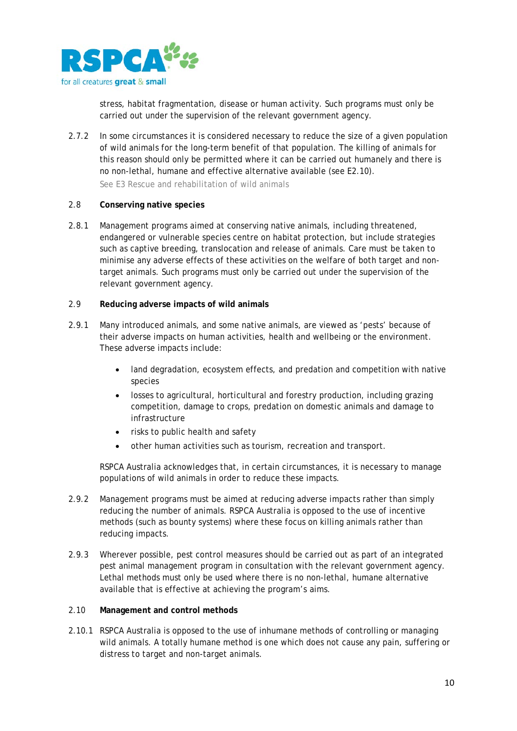stress, habitat fragmentation, disease or human activity. Such programs must only be carried out under the supervision of the relevant government agency.

2.7.2 In some circumstances it is considered necessary to reduce the size of a given population of wild animals for the long-term benefit of that population. The killing of animals for this reason should only be permitted where it can be carried out humanely and there is no non-lethal, humane and effective alternative available (see E2.10).
See E3 Rescue and rehabilitation of wild animals

2.8 **Conserving native species**

2.8.1 Management programs aimed at conserving native animals, including threatened, endangered or vulnerable species centre on habitat protection, but include strategies such as captive breeding, translocation and release of animals. Care must be taken to minimise any adverse effects of these activities on the welfare of both target and non-target animals. Such programs must only be carried out under the supervision of the relevant government agency.

2.9 **Reducing adverse impacts of wild animals**

2.9.1 Many introduced animals, and some native animals, are viewed as 'pests' because of their adverse impacts on human activities, health and wellbeing or the environment. These adverse impacts include:

- land degradation, ecosystem effects, and predation and competition with native species
- losses to agricultural, horticultural and forestry production, including grazing competition, damage to crops, predation on domestic animals and damage to infrastructure
- risks to public health and safety
- other human activities such as tourism, recreation and transport.

RSPCA Australia acknowledges that, in certain circumstances, it is necessary to manage populations of wild animals in order to reduce these impacts.

2.9.2 Management programs must be aimed at reducing adverse impacts rather than simply reducing the number of animals. RSPCA Australia is opposed to the use of incentive methods (such as bounty systems) where these focus on killing animals rather than reducing impacts.

2.9.3 Wherever possible, pest control measures should be carried out as part of an integrated pest animal management program in consultation with the relevant government agency. Lethal methods must only be used where there is no non-lethal, humane alternative available that is effective at achieving the program's aims.

2.10 **Management and control methods**

2.10.1 RSPCA Australia is opposed to the use of inhumane methods of controlling or managing wild animals. A totally humane method is one which does not cause any pain, suffering or distress to target and non-target animals.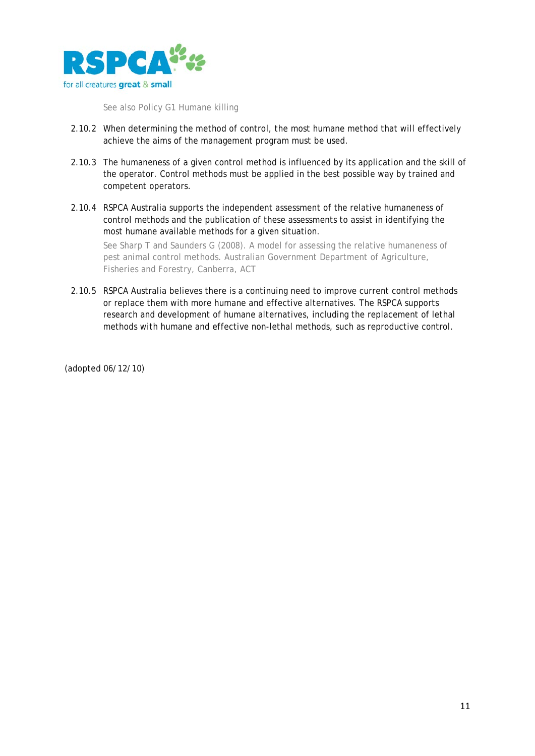See also Policy G1 Humane killing

2.10.2 When determining the method of control, the most humane method that will effectively achieve the aims of the management program must be used.

2.10.3 The humaneness of a given control method is influenced by its application and the skill of the operator. Control methods must be applied in the best possible way by trained and competent operators.

2.10.4 RSPCA Australia supports the independent assessment of the relative humaneness of control methods and the publication of these assessments to assist in identifying the most humane available methods for a given situation.

See Sharp T and Saunders G (2008). A model for assessing the relative humaneness of pest animal control methods. Australian Government Department of Agriculture, Fisheries and Forestry, Canberra, ACT

2.10.5 RSPCA Australia believes there is a continuing need to improve current control methods or replace them with more humane and effective alternatives. The RSPCA supports research and development of humane alternatives, including the replacement of lethal methods with humane and effective non-lethal methods, such as reproductive control.

(adopted 06/12/10)